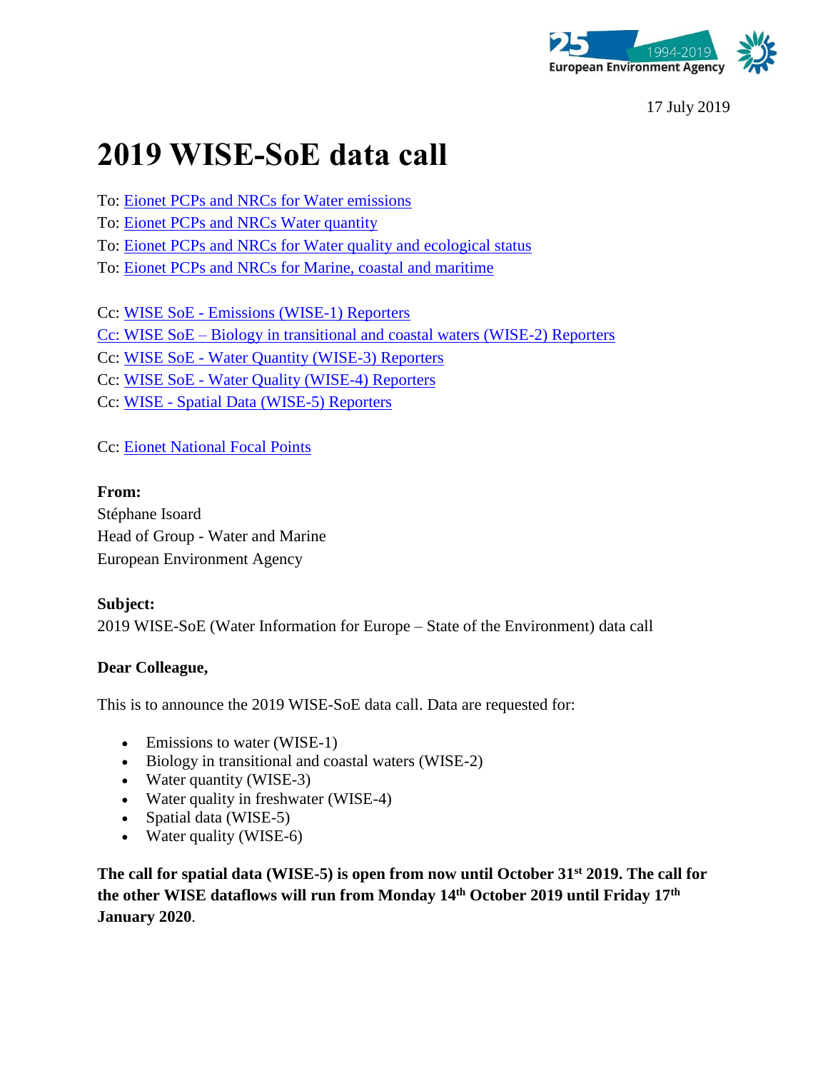17 July 2019

# 2019 WISE-SoE data call

To: Eionet PCPs and NRCs for Water emissions
To: Eionet PCPs and NRCs Water quantity
To: Eionet PCPs and NRCs for Water quality and ecological status
To: Eionet PCPs and NRCs for Marine, coastal and maritime

Cc: WISE SoE - Emissions (WISE-1) Reporters
Cc: WISE SoE – Biology in transitional and coastal waters (WISE-2) Reporters
Cc: WISE SoE - Water Quantity (WISE-3) Reporters
Cc: WISE SoE - Water Quality (WISE-4) Reporters
Cc: WISE - Spatial Data (WISE-5) Reporters

Cc: Eionet National Focal Points

**From:**
Stéphane Isoard
Head of Group - Water and Marine
European Environment Agency

**Subject:**
2019 WISE-SoE (Water Information for Europe – State of the Environment) data call

**Dear Colleague,**

This is to announce the 2019 WISE-SoE data call. Data are requested for:

- Emissions to water (WISE-1)
- Biology in transitional and coastal waters (WISE-2)
- Water quantity (WISE-3)
- Water quality in freshwater (WISE-4)
- Spatial data (WISE-5)
- Water quality (WISE-6)

**The call for spatial data (WISE-5) is open from now until October 31st 2019. The call for the other WISE dataflows will run from Monday 14th October 2019 until Friday 17th January 2020**.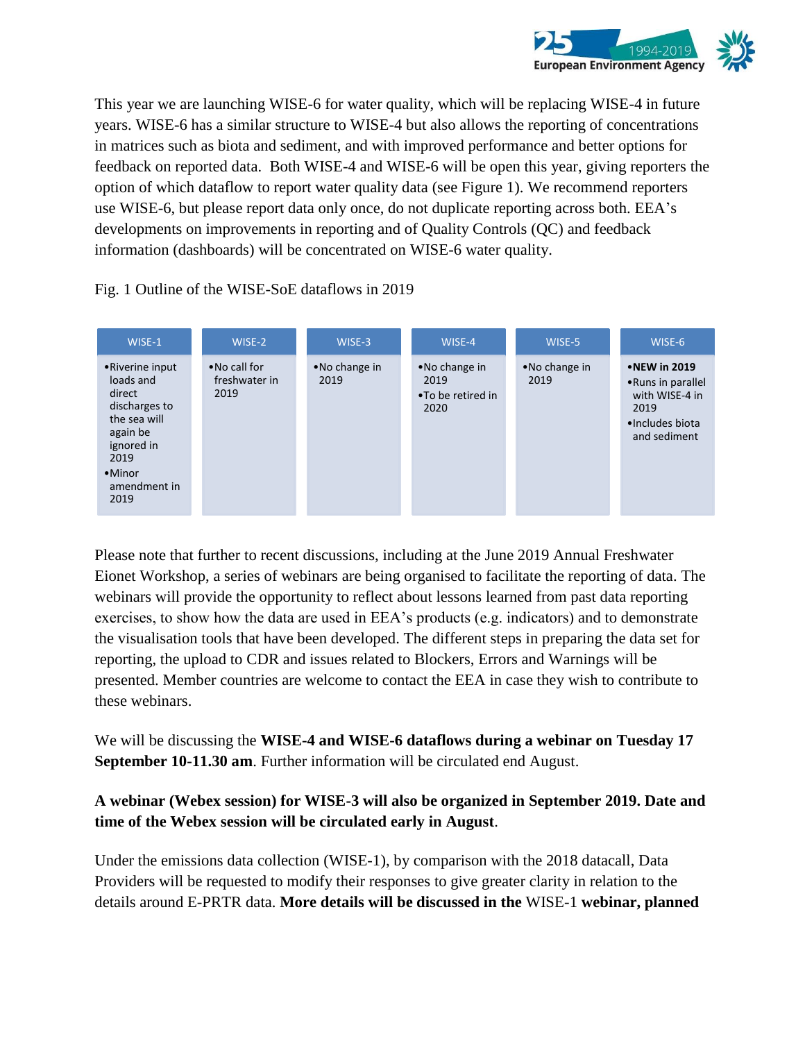This year we are launching WISE-6 for water quality, which will be replacing WISE-4 in future years. WISE-6 has a similar structure to WISE-4 but also allows the reporting of concentrations in matrices such as biota and sediment, and with improved performance and better options for feedback on reported data. Both WISE-4 and WISE-6 will be open this year, giving reporters the option of which dataflow to report water quality data (see Figure 1). We recommend reporters use WISE-6, but please report data only once, do not duplicate reporting across both. EEA's developments on improvements in reporting and of Quality Controls (QC) and feedback information (dashboards) will be concentrated on WISE-6 water quality.

Fig. 1 Outline of the WISE-SoE dataflows in 2019

| WISE-1 | WISE-2 | WISE-3 | WISE-4 | WISE-5 | WISE-6 |
|---|---|---|---|---|---|
| • Riverine input loads and direct discharges to the sea will again be ignored in 2019<br>• Minor amendment in 2019 | • No call for freshwater in 2019 | • No change in 2019 | • No change in 2019<br>• To be retired in 2020 | • No change in 2019 | • **NEW in 2019**<br>• Runs in parallel with WISE-4 in 2019<br>• Includes biota and sediment |

Please note that further to recent discussions, including at the June 2019 Annual Freshwater Eionet Workshop, a series of webinars are being organised to facilitate the reporting of data. The webinars will provide the opportunity to reflect about lessons learned from past data reporting exercises, to show how the data are used in EEA's products (e.g. indicators) and to demonstrate the visualisation tools that have been developed. The different steps in preparing the data set for reporting, the upload to CDR and issues related to Blockers, Errors and Warnings will be presented. Member countries are welcome to contact the EEA in case they wish to contribute to these webinars.

We will be discussing the **WISE-4 and WISE-6 dataflows during a webinar on Tuesday 17 September 10-11.30 am**. Further information will be circulated end August.

**A webinar (Webex session) for WISE-3 will also be organized in September 2019. Date and time of the Webex session will be circulated early in August**.

Under the emissions data collection (WISE-1), by comparison with the 2018 datacall, Data Providers will be requested to modify their responses to give greater clarity in relation to the details around E-PRTR data. **More details will be discussed in the** WISE-1 **webinar, planned**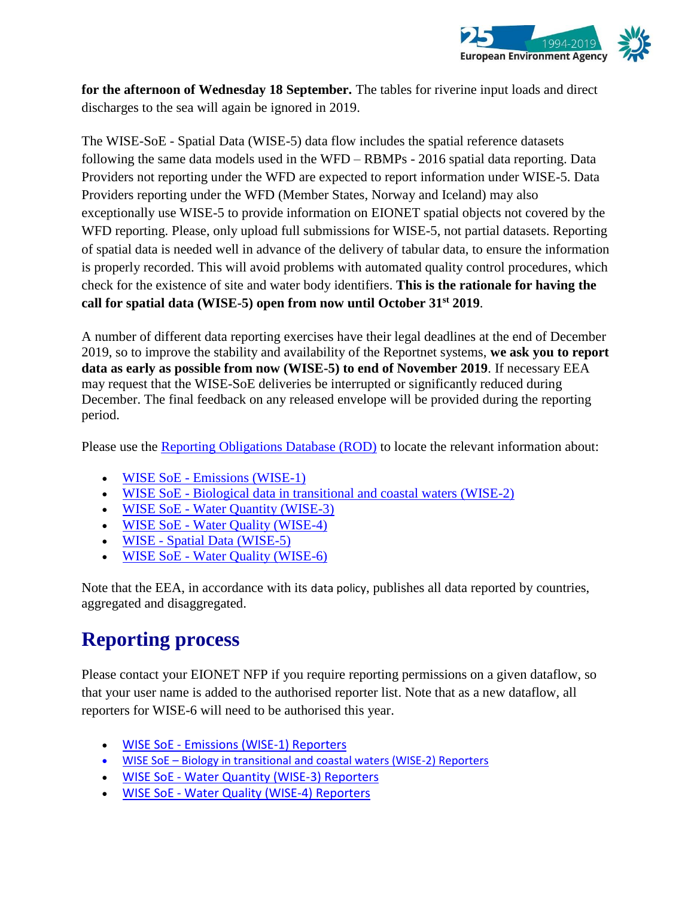**for the afternoon of Wednesday 18 September.** The tables for riverine input loads and direct discharges to the sea will again be ignored in 2019.

The WISE-SoE - Spatial Data (WISE-5) data flow includes the spatial reference datasets following the same data models used in the WFD – RBMPs - 2016 spatial data reporting. Data Providers not reporting under the WFD are expected to report information under WISE-5. Data Providers reporting under the WFD (Member States, Norway and Iceland) may also exceptionally use WISE-5 to provide information on EIONET spatial objects not covered by the WFD reporting. Please, only upload full submissions for WISE-5, not partial datasets. Reporting of spatial data is needed well in advance of the delivery of tabular data, to ensure the information is properly recorded. This will avoid problems with automated quality control procedures, which check for the existence of site and water body identifiers. **This is the rationale for having the call for spatial data (WISE-5) open from now until October 31st 2019**.

A number of different data reporting exercises have their legal deadlines at the end of December 2019, so to improve the stability and availability of the Reportnet systems, **we ask you to report data as early as possible from now (WISE-5) to end of November 2019**. If necessary EEA may request that the WISE-SoE deliveries be interrupted or significantly reduced during December. The final feedback on any released envelope will be provided during the reporting period.

Please use the Reporting Obligations Database (ROD) to locate the relevant information about:

- WISE SoE - Emissions (WISE-1)
- WISE SoE - Biological data in transitional and coastal waters (WISE-2)
- WISE SoE - Water Quantity (WISE-3)
- WISE SoE - Water Quality (WISE-4)
- WISE - Spatial Data (WISE-5)
- WISE SoE - Water Quality (WISE-6)

Note that the EEA, in accordance with its data policy, publishes all data reported by countries, aggregated and disaggregated.

# Reporting process

Please contact your EIONET NFP if you require reporting permissions on a given dataflow, so that your user name is added to the authorised reporter list. Note that as a new dataflow, all reporters for WISE-6 will need to be authorised this year.

- WISE SoE - Emissions (WISE-1) Reporters
- WISE SoE – Biology in transitional and coastal waters (WISE-2) Reporters
- WISE SoE - Water Quantity (WISE-3) Reporters
- WISE SoE - Water Quality (WISE-4) Reporters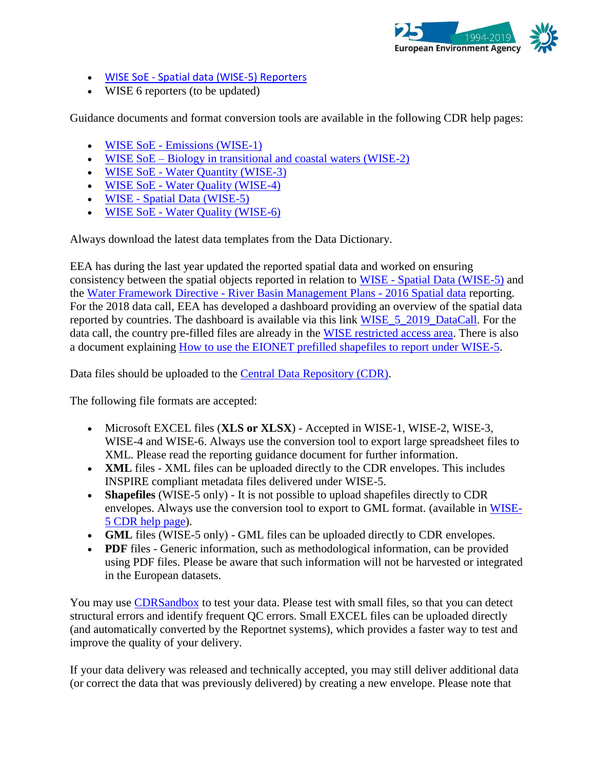- WISE SoE - Spatial data (WISE-5) Reporters
- WISE 6 reporters (to be updated)

Guidance documents and format conversion tools are available in the following CDR help pages:

- WISE SoE - Emissions (WISE-1)
- WISE SoE – Biology in transitional and coastal waters (WISE-2)
- WISE SoE - Water Quantity (WISE-3)
- WISE SoE - Water Quality (WISE-4)
- WISE - Spatial Data (WISE-5)
- WISE SoE - Water Quality (WISE-6)

Always download the latest data templates from the Data Dictionary.

EEA has during the last year updated the reported spatial data and worked on ensuring consistency between the spatial objects reported in relation to WISE - Spatial Data (WISE-5) and the Water Framework Directive - River Basin Management Plans - 2016 Spatial data reporting. For the 2018 data call, EEA has developed a dashboard providing an overview of the spatial data reported by countries. The dashboard is available via this link WISE_5_2019_DataCall. For the data call, the country pre-filled files are already in the WISE restricted access area. There is also a document explaining How to use the EIONET prefilled shapefiles to report under WISE-5.

Data files should be uploaded to the Central Data Repository (CDR).

The following file formats are accepted:

- Microsoft EXCEL files (**XLS or XLSX**) - Accepted in WISE-1, WISE-2, WISE-3, WISE-4 and WISE-6. Always use the conversion tool to export large spreadsheet files to XML. Please read the reporting guidance document for further information.
- **XML** files - XML files can be uploaded directly to the CDR envelopes. This includes INSPIRE compliant metadata files delivered under WISE-5.
- **Shapefiles** (WISE-5 only) - It is not possible to upload shapefiles directly to CDR envelopes. Always use the conversion tool to export to GML format. (available in WISE-5 CDR help page).
- **GML** files (WISE-5 only) - GML files can be uploaded directly to CDR envelopes.
- **PDF** files - Generic information, such as methodological information, can be provided using PDF files. Please be aware that such information will not be harvested or integrated in the European datasets.

You may use CDRSandbox to test your data. Please test with small files, so that you can detect structural errors and identify frequent QC errors. Small EXCEL files can be uploaded directly (and automatically converted by the Reportnet systems), which provides a faster way to test and improve the quality of your delivery.

If your data delivery was released and technically accepted, you may still deliver additional data (or correct the data that was previously delivered) by creating a new envelope. Please note that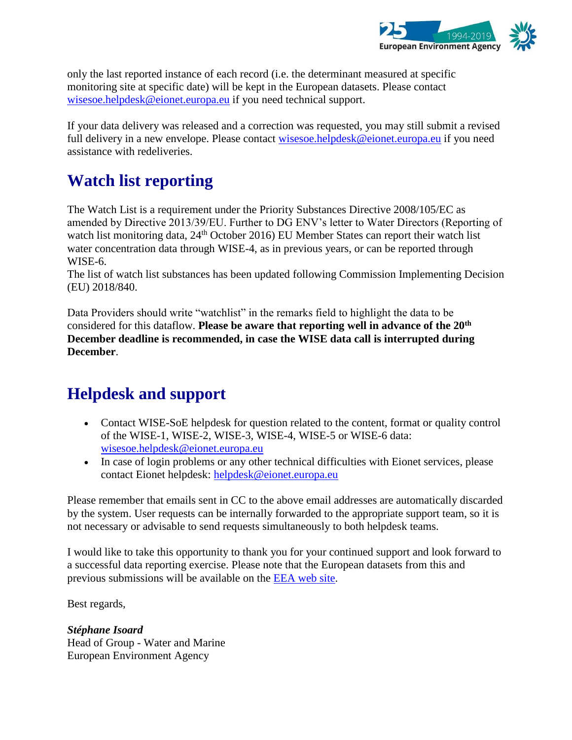only the last reported instance of each record (i.e. the determinant measured at specific monitoring site at specific date) will be kept in the European datasets. Please contact wisesoe.helpdesk@eionet.europa.eu if you need technical support.

If your data delivery was released and a correction was requested, you may still submit a revised full delivery in a new envelope. Please contact wisesoe.helpdesk@eionet.europa.eu if you need assistance with redeliveries.

# Watch list reporting

The Watch List is a requirement under the Priority Substances Directive 2008/105/EC as amended by Directive 2013/39/EU. Further to DG ENV's letter to Water Directors (Reporting of watch list monitoring data, 24th October 2016) EU Member States can report their watch list water concentration data through WISE-4, as in previous years, or can be reported through WISE-6.
The list of watch list substances has been updated following Commission Implementing Decision (EU) 2018/840.

Data Providers should write "watchlist" in the remarks field to highlight the data to be considered for this dataflow. **Please be aware that reporting well in advance of the 20th December deadline is recommended, in case the WISE data call is interrupted during December**.

# Helpdesk and support

- Contact WISE-SoE helpdesk for question related to the content, format or quality control of the WISE-1, WISE-2, WISE-3, WISE-4, WISE-5 or WISE-6 data: wisesoe.helpdesk@eionet.europa.eu
- In case of login problems or any other technical difficulties with Eionet services, please contact Eionet helpdesk: helpdesk@eionet.europa.eu

Please remember that emails sent in CC to the above email addresses are automatically discarded by the system. User requests can be internally forwarded to the appropriate support team, so it is not necessary or advisable to send requests simultaneously to both helpdesk teams.

I would like to take this opportunity to thank you for your continued support and look forward to a successful data reporting exercise. Please note that the European datasets from this and previous submissions will be available on the EEA web site.

Best regards,

***Stéphane Isoard***
Head of Group - Water and Marine
European Environment Agency